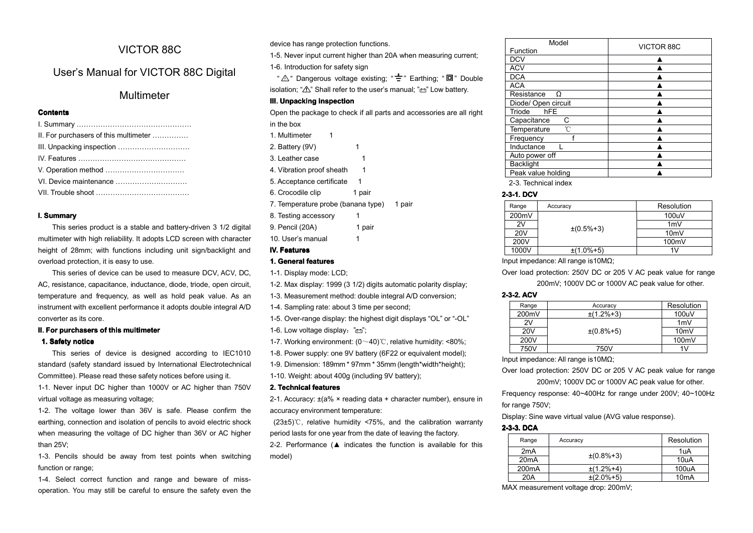# VICTOR 88C

## User's Manual for VICTOR 88C Digital Multimeter

### Contents

I. Summary …………………………………………

II. For purchasers of this multimeter ……………

III. Unpacking inspection …………………………

IV. Features ………………………………………

V. Operation method ……………………………

VI. Device maintenance …………………………

VII. Trouble shoot …………………………………

### I. Summary

This series product is a stable and battery-driven 3 1/2 digital multimeter with high reliability. It adopts LCD screen with character height of 28mm; with functions including unit sign/backlight and overload protection, it is easy to use.

This series of device can be used to measure DCV, ACV, DC, AC, resistance, capacitance, inductance, diode, triode, open circuit, temperature and frequency, as well as hold peak value. As an instrument with excellent performance it adopts double integral A/D converter as its core.

### II. For purchasers of this multimeter

#### 1. Safety notice

This series of device is designed according to IEC1010 standard (safety standard issued by International Electrotechnical Committee). Please read these safety notices before using it.

1-1. Never input DC higher than 1000V or AC higher than 750V virtual voltage as measuring voltage;

1-2. The voltage lower than 36V is safe. Please confirm the earthing, connection and isolation of pencils to avoid electric shock when measuring the voltage of DC higher than 36V or AC higher than 25V;

1-3. Pencils should be away from test points when switching function or range;

1-4. Select correct function and range and beware of miss-operation. You may still be careful to ensure the safety even the device has range protection functions.

1-5. Never input current higher than 20A when measuring current;

1-6. Introduction for safety sign

"⚠" Dangerous voltage existing; "⏚" Earthing; "⧈" Double isolation; "⚠" Shall refer to the user's manual; "▭" Low battery.

### III. Unpacking inspection

Open the package to check if all parts and accessories are all right in the box

1. Multimeter 1
2. Battery (9V) 1
3. Leather case 1
4. Vibration proof sheath 1
5. Acceptance certificate 1
6. Crocodile clip 1 pair
7. Temperature probe (banana type) 1 pair
8. Testing accessory 1
9. Pencil (20A) 1 pair
10. User's manual 1

### IV. Features

#### 1. General features

1-1. Display mode: LCD;

1-2. Max display: 1999 (3 1/2) digits automatic polarity display;

1-3. Measurement method: double integral A/D conversion;

1-4. Sampling rate: about 3 time per second;

1-5. Over-range display: the highest digit displays "OL" or "-OL"

1-6. Low voltage display："▭";

1-7. Working environment: (0～40)℃, relative humidity: <80%;

1-8. Power supply: one 9V battery (6F22 or equivalent model);

1-9. Dimension: 189mm * 97mm * 35mm (length*width*height);

1-10. Weight: about 400g (including 9V battery);

#### 2. Technical features

2-1. Accuracy: ±(a% × reading data + character number), ensure in accuracy environment temperature:

(23±5)℃, relative humidity <75%, and the calibration warranty period lasts for one year from the date of leaving the factory.

2-2. Performance (▲ indicates the function is available for this model)

| Function \ Model | VICTOR 88C |
|---|---|
| DCV | ▲ |
| ACV | ▲ |
| DCA | ▲ |
| ACA | ▲ |
| Resistance Ω | ▲ |
| Diode/ Open circuit | ▲ |
| Triode hFE | ▲ |
| Capacitance C | ▲ |
| Temperature ℃ | ▲ |
| Frequency f | ▲ |
| Inductance L | ▲ |
| Auto power off | ▲ |
| Backlight | ▲ |
| Peak value holding | ▲ |

2-3. Technical index

#### 2-3-1. DCV

| Range | Accuracy | Resolution |
|---|---|---|
| 200mV | ±(0.5%+3) | 100uV |
| 2V | | 1mV |
| 20V | | 10mV |
| 200V | | 100mV |
| 1000V | ±(1.0%+5) | 1V |

Input impedance: All range is10MΩ;

Over load protection: 250V DC or 205 V AC peak value for range 200mV; 1000V DC or 1000V AC peak value for other.

#### 2-3-2. ACV

| Range | Accuracy | Resolution |
|---|---|---|
| 200mV | ±(1.2%+3) | 100uV |
| 2V | ±(0.8%+5) | 1mV |
| 20V | | 10mV |
| 200V | | 100mV |
| 750V | 750V | 1V |

Input impedance: All range is10MΩ;

Over load protection: 250V DC or 205 V AC peak value for range 200mV; 1000V DC or 1000V AC peak value for other.

Frequency response: 40~400Hz for range under 200V; 40~100Hz for range 750V;

Display: Sine wave virtual value (AVG value response).

#### 2-3-3. DCA

| Range | Accuracy | Resolution |
|---|---|---|
| 2mA | ±(0.8%+3) | 1uA |
| 20mA | | 10uA |
| 200mA | ±(1.2%+4) | 100uA |
| 20A | ±(2.0%+5) | 10mA |

MAX measurement voltage drop: 200mV;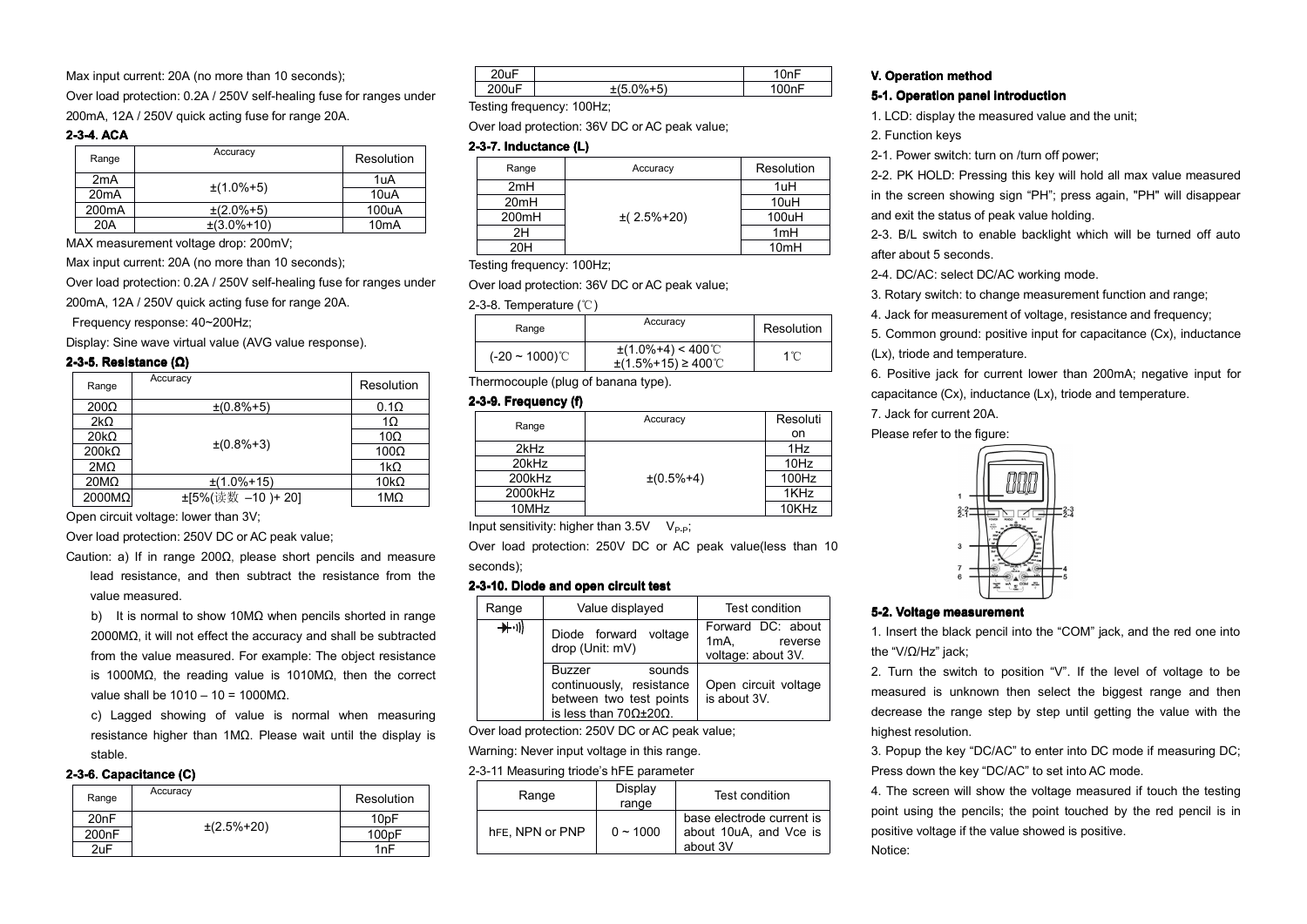Max input current: 20A (no more than 10 seconds);

Over load protection: 0.2A / 250V self-healing fuse for ranges under 200mA, 12A / 250V quick acting fuse for range 20A.

#### 2-3-4. ACA

| Range | Accuracy | Resolution |
|---|---|---|
| 2mA | ±(1.0%+5) | 1uA |
| 20mA | | 10uA |
| 200mA | ±(2.0%+5) | 100uA |
| 20A | ±(3.0%+10) | 10mA |

MAX measurement voltage drop: 200mV;

Max input current: 20A (no more than 10 seconds);

Over load protection: 0.2A / 250V self-healing fuse for ranges under 200mA, 12A / 250V quick acting fuse for range 20A.

Frequency response: 40~200Hz;

Display: Sine wave virtual value (AVG value response).

#### 2-3-5. Resistance (Ω)

| Range | Accuracy | Resolution |
|---|---|---|
| 200Ω | ±(0.8%+5) | 0.1Ω |
| 2kΩ | ±(0.8%+3) | 1Ω |
| 20kΩ | | 10Ω |
| 200kΩ | | 100Ω |
| 2MΩ | | 1kΩ |
| 20MΩ | ±(1.0%+15) | 10kΩ |
| 2000MΩ | ±[5%(读数 –10 )+ 20] | 1MΩ |

Open circuit voltage: lower than 3V;

Over load protection: 250V DC or AC peak value;

Caution: a) If in range 200Ω, please short pencils and measure lead resistance, and then subtract the resistance from the value measured.

b) It is normal to show 10MΩ when pencils shorted in range 2000MΩ, it will not effect the accuracy and shall be subtracted from the value measured. For example: The object resistance is 1000MΩ, the reading value is 1010MΩ, then the correct value shall be 1010 – 10 = 1000MΩ.

c) Lagged showing of value is normal when measuring resistance higher than 1MΩ. Please wait until the display is stable.

#### 2-3-6. Capacitance (C)

| Range | Accuracy | Resolution |
|---|---|---|
| 20nF | ±(2.5%+20) | 10pF |
| 200nF | | 100pF |
| 2uF | | 1nF |
| 20uF | | 10nF |
| 200uF | ±(5.0%+5) | 100nF |

Testing frequency: 100Hz;

Over load protection: 36V DC or AC peak value;

#### 2-3-7. Inductance (L)

| Range | Accuracy | Resolution |
|---|---|---|
| 2mH | ±( 2.5%+20) | 1uH |
| 20mH | | 10uH |
| 200mH | | 100uH |
| 2H | | 1mH |
| 20H | | 10mH |

Testing frequency: 100Hz;

Over load protection: 36V DC or AC peak value;

#### 2-3-8. Temperature (℃)

| Range | Accuracy | Resolution |
|---|---|---|
| (-20 ~ 1000)℃ | ±(1.0%+4) < 400℃<br>±(1.5%+15) ≥ 400℃ | 1℃ |

Thermocouple (plug of banana type).

#### 2-3-9. Frequency (f)

| Range | Accuracy | Resolution |
|---|---|---|
| 2kHz | ±(0.5%+4) | 1Hz |
| 20kHz | | 10Hz |
| 200kHz | | 100Hz |
| 2000kHz | | 1KHz |
| 10MHz | | 10KHz |

Input sensitivity: higher than 3.5V $V_{P-P}$;

Over load protection: 250V DC or AC peak value(less than 10 seconds);

#### 2-3-10. Diode and open circuit test

| Range | Value displayed | Test condition |
|---|---|---|
| Diode/buzzer | Diode forward voltage drop (Unit: mV) | Forward DC: about 1mA, reverse voltage: about 3V. |
| | Buzzer sounds continuously, resistance between two test points is less than 70Ω±20Ω. | Open circuit voltage is about 3V. |

Over load protection: 250V DC or AC peak value;

Warning: Never input voltage in this range.

#### 2-3-11 Measuring triode's hFE parameter

| Range | Display range | Test condition |
|---|---|---|
| hFE, NPN or PNP | 0 ~ 1000 | base electrode current is about 10uA, and Vce is about 3V |

## V. Operation method

### 5-1. Operation panel introduction

1. LCD: display the measured value and the unit;
2. Function keys

2-1. Power switch: turn on /turn off power;

2-2. PK HOLD: Pressing this key will hold all max value measured in the screen showing sign "PH"; press again, "PH" will disappear and exit the status of peak value holding.

2-3. B/L switch to enable backlight which will be turned off auto after about 5 seconds.

2-4. DC/AC: select DC/AC working mode.

3. Rotary switch: to change measurement function and range;
4. Jack for measurement of voltage, resistance and frequency;
5. Common ground: positive input for capacitance (Cx), inductance (Lx), triode and temperature.
6. Positive jack for current lower than 200mA; negative input for capacitance (Cx), inductance (Lx), triode and temperature.
7. Jack for current 20A.

Please refer to the figure:

### 5-2. Voltage measurement

1. Insert the black pencil into the "COM" jack, and the red one into the "V/Ω/Hz" jack;
2. Turn the switch to position "V". If the level of voltage to be measured is unknown then select the biggest range and then decrease the range step by step until getting the value with the highest resolution.
3. Popup the key "DC/AC" to enter into DC mode if measuring DC; Press down the key "DC/AC" to set into AC mode.
4. The screen will show the voltage measured if touch the testing point using the pencils; the point touched by the red pencil is in positive voltage if the value showed is positive.

Notice: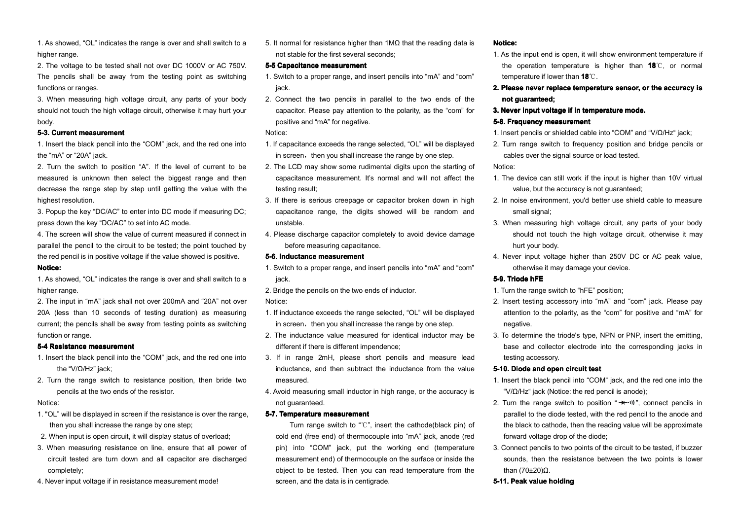1. As showed, "OL" indicates the range is over and shall switch to a higher range.

2. The voltage to be tested shall not over DC 1000V or AC 750V. The pencils shall be away from the testing point as switching functions or ranges.

3. When measuring high voltage circuit, any parts of your body should not touch the high voltage circuit, otherwise it may hurt your body.

**5-3. Current measurement**

1. Insert the black pencil into the "COM" jack, and the red one into the "mA" or "20A" jack.

2. Turn the switch to position "A". If the level of current to be measured is unknown then select the biggest range and then decrease the range step by step until getting the value with the highest resolution.

3. Popup the key "DC/AC" to enter into DC mode if measuring DC; press down the key "DC/AC" to set into AC mode.

4. The screen will show the value of current measured if connect in parallel the pencil to the circuit to be tested; the point touched by the red pencil is in positive voltage if the value showed is positive.

**Notice:**

1. As showed, "OL" indicates the range is over and shall switch to a higher range.

2. The input in "mA" jack shall not over 200mA and "20A" not over 20A (less than 10 seconds of testing duration) as measuring current; the pencils shall be away from testing points as switching function or range.

**5-4 Resistance measurement**

1. Insert the black pencil into the "COM" jack, and the red one into the "V/Ω/Hz" jack;
2. Turn the range switch to resistance position, then bride two pencils at the two ends of the resistor.

Notice:

1. "OL" will be displayed in screen if the resistance is over the range, then you shall increase the range by one step;
2. When input is open circuit, it will display status of overload;
3. When measuring resistance on line, ensure that all power of circuit tested are turn down and all capacitor are discharged completely;
4. Never input voltage if in resistance measurement mode!
5. It normal for resistance higher than 1MΩ that the reading data is not stable for the first several seconds;

**5-5 Capacitance measurement**

1. Switch to a proper range, and insert pencils into "mA" and "com" jack.
2. Connect the two pencils in parallel to the two ends of the capacitor. Please pay attention to the polarity, as the "com" for positive and "mA" for negative.

Notice:

1. If capacitance exceeds the range selected, "OL" will be displayed in screen，then you shall increase the range by one step.
2. The LCD may show some rudimental digits upon the starting of capacitance measurement. It's normal and will not affect the testing result;
3. If there is serious creepage or capacitor broken down in high capacitance range, the digits showed will be random and unstable.
4. Please discharge capacitor completely to avoid device damage before measuring capacitance.

**5-6. Inductance measurement**

1. Switch to a proper range, and insert pencils into "mA" and "com" jack.
2. Bridge the pencils on the two ends of inductor.

Notice:

1. If inductance exceeds the range selected, "OL" will be displayed in screen，then you shall increase the range by one step.
2. The inductance value measured for identical inductor may be different if there is different impendence;
3. If in range 2mH, please short pencils and measure lead inductance, and then subtract the inductance from the value measured.
4. Avoid measuring small inductor in high range, or the accuracy is not guaranteed.

**5-7. Temperature measurement**

Turn range switch to "℃", insert the cathode(black pin) of cold end (free end) of thermocouple into "mA" jack, anode (red pin) into "COM" jack, put the working end (temperature measurement end) of thermocouple on the surface or inside the object to be tested. Then you can read temperature from the screen, and the data is in centigrade.

**Notice:**

1. As the input end is open, it will show environment temperature if the operation temperature is higher than **18**℃, or normal temperature if lower than **18**℃.
2. **Please never replace temperature sensor, or the accuracy is not guaranteed;**
3. **Never input voltage if in temperature mode.**

**5-8. Frequency measurement**

1. Insert pencils or shielded cable into "COM" and "V/Ω/Hz" jack;
2. Turn range switch to frequency position and bridge pencils or cables over the signal source or load tested.

Notice:

1. The device can still work if the input is higher than 10V virtual value, but the accuracy is not guaranteed;
2. In noise environment, you'd better use shield cable to measure small signal;
3. When measuring high voltage circuit, any parts of your body should not touch the high voltage circuit, otherwise it may hurt your body.
4. Never input voltage higher than 250V DC or AC peak value, otherwise it may damage your device.

**5-9. Triode hFE**

1. Turn the range switch to "hFE" position;
2. Insert testing accessory into "mA" and "com" jack. Please pay attention to the polarity, as the "com" for positive and "mA" for negative.
3. To determine the triode's type, NPN or PNP, insert the emitting, base and collector electrode into the corresponding jacks in testing accessory.

**5-10. Diode and open circuit test**

1. Insert the black pencil into "COM" jack, and the red one into the "V/Ω/Hz" jack (Notice: the red pencil is anode);
2. Turn the range switch to position "→|·))", connect pencils in parallel to the diode tested, with the red pencil to the anode and the black to cathode, then the reading value will be approximate forward voltage drop of the diode;
3. Connect pencils to two points of the circuit to be tested, if buzzer sounds, then the resistance between the two points is lower than (70±20)Ω.

**5-11. Peak value holding**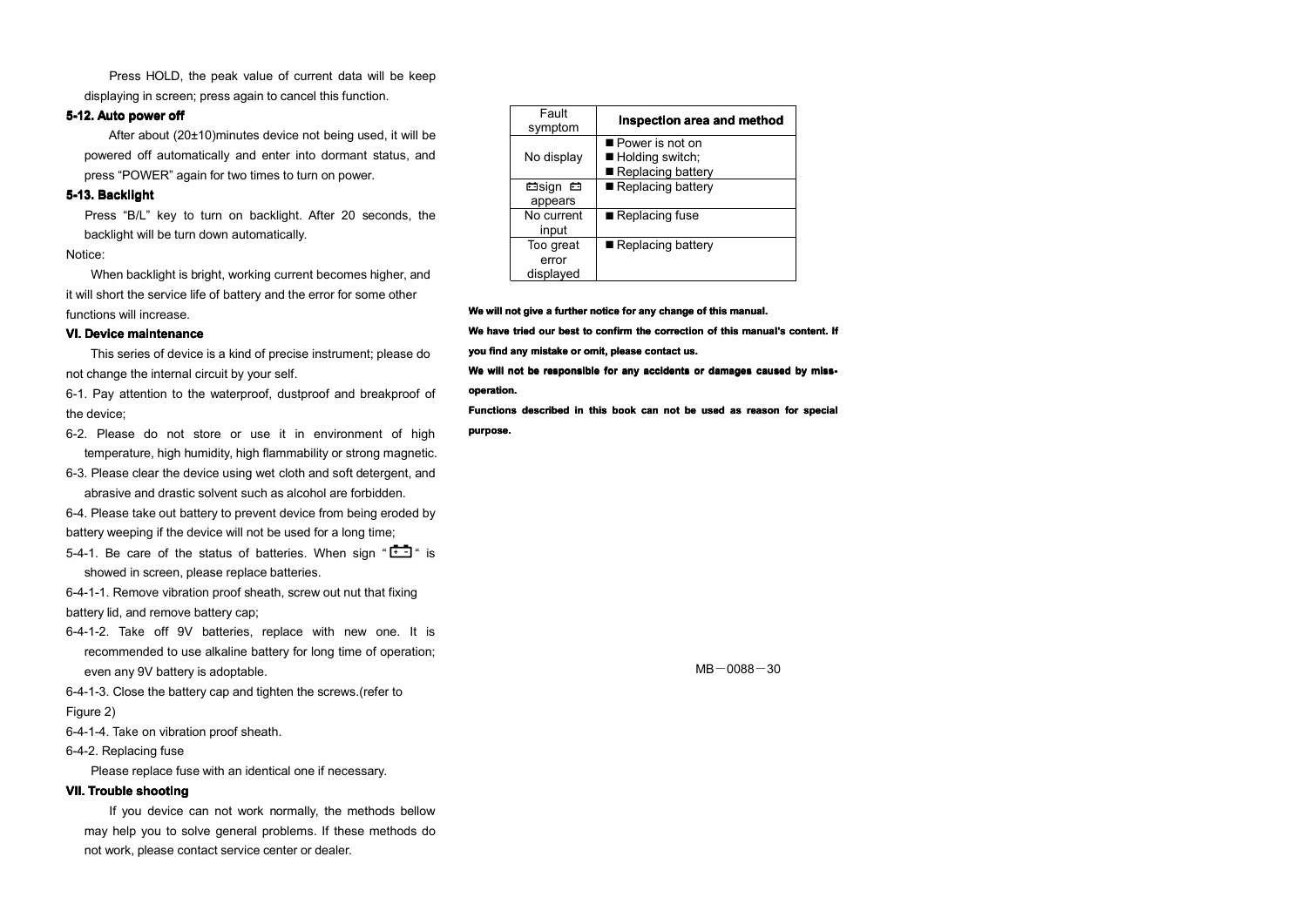Press HOLD, the peak value of current data will be keep displaying in screen; press again to cancel this function.

### 5-12. Auto power off

After about (20±10)minutes device not being used, it will be powered off automatically and enter into dormant status, and press "POWER" again for two times to turn on power.

### 5-13. Backlight

Press "B/L" key to turn on backlight. After 20 seconds, the backlight will be turn down automatically.

Notice:

When backlight is bright, working current becomes higher, and it will short the service life of battery and the error for some other functions will increase.

## VI. Device maintenance

This series of device is a kind of precise instrument; please do not change the internal circuit by your self.

6-1. Pay attention to the waterproof, dustproof and breakproof of the device;

6-2. Please do not store or use it in environment of high temperature, high humidity, high flammability or strong magnetic.

6-3. Please clear the device using wet cloth and soft detergent, and abrasive and drastic solvent such as alcohol are forbidden.

6-4. Please take out battery to prevent device from being eroded by battery weeping if the device will not be used for a long time;

5-4-1. Be care of the status of batteries. When sign "🔋" is showed in screen, please replace batteries.

6-4-1-1. Remove vibration proof sheath, screw out nut that fixing battery lid, and remove battery cap;

6-4-1-2. Take off 9V batteries, replace with new one. It is recommended to use alkaline battery for long time of operation; even any 9V battery is adoptable.

6-4-1-3. Close the battery cap and tighten the screws.(refer to Figure 2)

6-4-1-4. Take on vibration proof sheath.

6-4-2. Replacing fuse

Please replace fuse with an identical one if necessary.

## VII. Trouble shooting

If you device can not work normally, the methods bellow may help you to solve general problems. If these methods do not work, please contact service center or dealer.

| Fault symptom | Inspection area and method |
|---|---|
| No display | ■ Power is not on<br>■ Holding switch;<br>■ Replacing battery |
| 🔋sign 🔋 appears | ■ Replacing battery |
| No current input | ■ Replacing fuse |
| Too great error displayed | ■ Replacing battery |

**We will not give a further notice for any change of this manual.**

**We have tried our best to confirm the correction of this manual's content. If you find any mistake or omit, please contact us.**

**We will not be responsible for any accidents or damages caused by miss-operation.**

**Functions described in this book can not be used as reason for special purpose.**

MB－0088－30